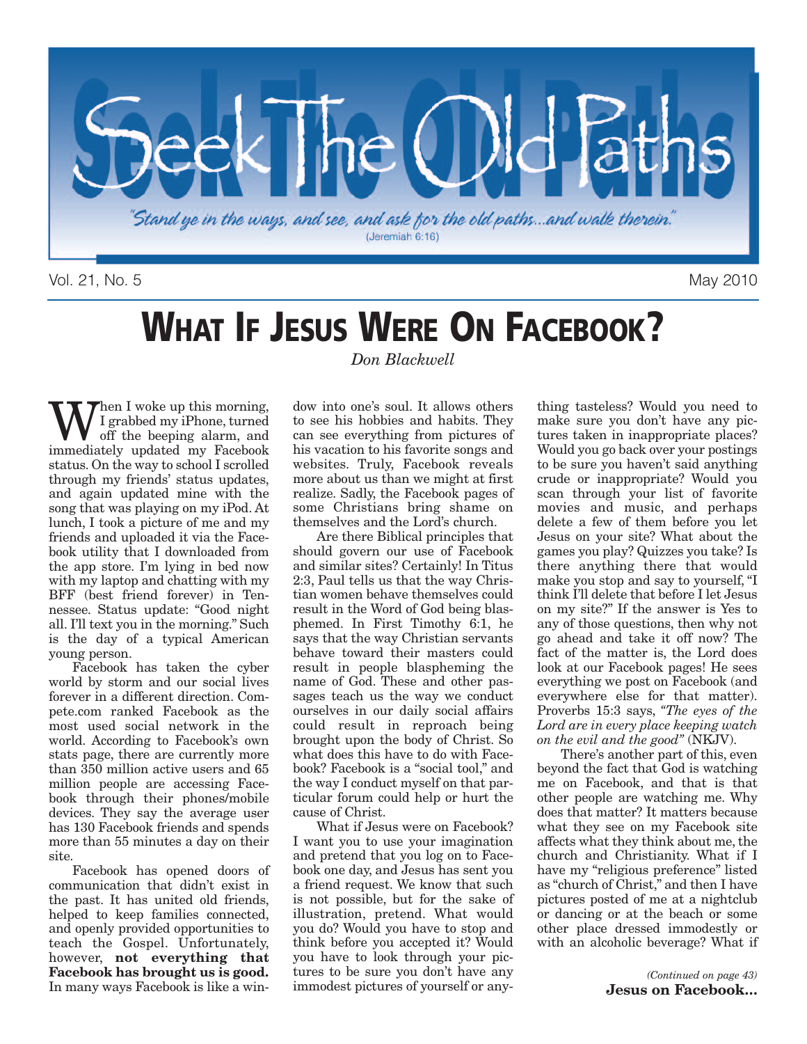# Seek The Old Paths

*"Stand ye in the ways, and see, and ask for the old paths...and walk therein."* (Jeremiah 6:16)

Vol. 21, No. 5 May 2010

## WHAT IF JESUS WERE ON FACEBOOK?

*Don Blackwell*

When I woke up this morning, I grabbed my iPhone, turned off the beeping alarm, and immediately updated my Facebook status. On the way to school I scrolled through my friends' status updates, and again updated mine with the song that was playing on my iPod. At lunch, I took a picture of me and my friends and uploaded it via the Facebook utility that I downloaded from the app store. I'm lying in bed now with my laptop and chatting with my BFF (best friend forever) in Tennessee. Status update: "Good night all. I'll text you in the morning." Such is the day of a typical American young person.

Facebook has taken the cyber world by storm and our social lives forever in a different direction. Compete.com ranked Facebook as the most used social network in the world. According to Facebook's own stats page, there are currently more than 350 million active users and 65 million people are accessing Facebook through their phones/mobile devices. They say the average user has 130 Facebook friends and spends more than 55 minutes a day on their site.

Facebook has opened doors of communication that didn't exist in the past. It has united old friends, helped to keep families connected, and openly provided opportunities to teach the Gospel. Unfortunately, however, **not everything that Facebook has brought us is good.** In many ways Facebook is like a window into one's soul. It allows others to see his hobbies and habits. They can see everything from pictures of his vacation to his favorite songs and websites. Truly, Facebook reveals more about us than we might at first realize. Sadly, the Facebook pages of some Christians bring shame on themselves and the Lord's church.

Are there Biblical principles that should govern our use of Facebook and similar sites? Certainly! In Titus 2:3, Paul tells us that the way Christian women behave themselves could result in the Word of God being blasphemed. In First Timothy 6:1, he says that the way Christian servants behave toward their masters could result in people blaspheming the name of God. These and other passages teach us the way we conduct ourselves in our daily social affairs could result in reproach being brought upon the body of Christ. So what does this have to do with Facebook? Facebook is a "social tool," and the way I conduct myself on that particular forum could help or hurt the cause of Christ.

What if Jesus were on Facebook? I want you to use your imagination and pretend that you log on to Facebook one day, and Jesus has sent you a friend request. We know that such is not possible, but for the sake of illustration, pretend. What would you do? Would you have to stop and think before you accepted it? Would you have to look through your pictures to be sure you don't have any immodest pictures of yourself or anything tasteless? Would you need to make sure you don't have any pictures taken in inappropriate places? Would you go back over your postings to be sure you haven't said anything crude or inappropriate? Would you scan through your list of favorite movies and music, and perhaps delete a few of them before you let Jesus on your site? What about the games you play? Quizzes you take? Is there anything there that would make you stop and say to yourself, "I think I'll delete that before I let Jesus on my site?" If the answer is Yes to any of those questions, then why not go ahead and take it off now? The fact of the matter is, the Lord does look at our Facebook pages! He sees everything we post on Facebook (and everywhere else for that matter). Proverbs 15:3 says, *"The eyes of the Lord are in every place keeping watch on the evil and the good"* (NKJV).

There's another part of this, even beyond the fact that God is watching me on Facebook, and that is that other people are watching me. Why does that matter? It matters because what they see on my Facebook site affects what they think about me, the church and Christianity. What if I have my "religious preference" listed as "church of Christ," and then I have pictures posted of me at a nightclub or dancing or at the beach or some other place dressed immodestly or with an alcoholic beverage? What if

*(Continued on page 43)*
**Jesus on Facebook...**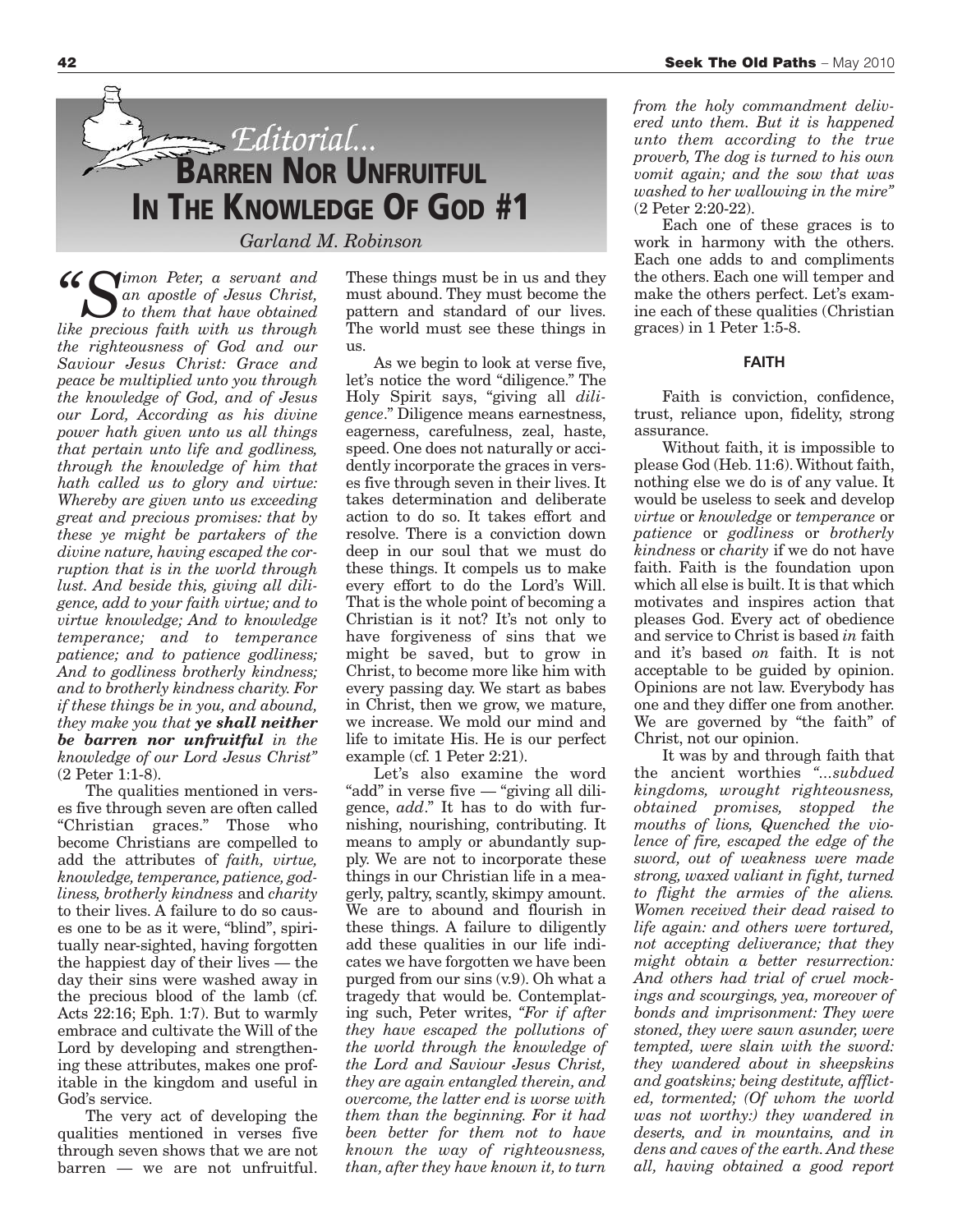# Editorial... Barren Nor Unfruitful In The Knowledge Of God #1

*Garland M. Robinson*

*"Simon Peter, a servant and an apostle of Jesus Christ, to them that have obtained like precious faith with us through the righteousness of God and our Saviour Jesus Christ: Grace and peace be multiplied unto you through the knowledge of God, and of Jesus our Lord, According as his divine power hath given unto us all things that pertain unto life and godliness, through the knowledge of him that hath called us to glory and virtue: Whereby are given unto us exceeding great and precious promises: that by these ye might be partakers of the divine nature, having escaped the corruption that is in the world through lust. And beside this, giving all diligence, add to your faith virtue; and to virtue knowledge; And to knowledge temperance; and to temperance patience; and to patience godliness; And to godliness brotherly kindness; and to brotherly kindness charity. For if these things be in you, and abound, they make you that* ***ye shall neither be barren nor unfruitful*** *in the knowledge of our Lord Jesus Christ"* (2 Peter 1:1-8).

The qualities mentioned in verses five through seven are often called "Christian graces." Those who become Christians are compelled to add the attributes of *faith, virtue, knowledge, temperance, patience, godliness, brotherly kindness* and *charity* to their lives. A failure to do so causes one to be as it were, "blind", spiritually near-sighted, having forgotten the happiest day of their lives — the day their sins were washed away in the precious blood of the lamb (cf. Acts 22:16; Eph. 1:7). But to warmly embrace and cultivate the Will of the Lord by developing and strengthening these attributes, makes one profitable in the kingdom and useful in God's service.

The very act of developing the qualities mentioned in verses five through seven shows that we are not barren — we are not unfruitful. These things must be in us and they must abound. They must become the pattern and standard of our lives. The world must see these things in us.

As we begin to look at verse five, let's notice the word "diligence." The Holy Spirit says, "giving all *diligence*." Diligence means earnestness, eagerness, carefulness, zeal, haste, speed. One does not naturally or accidently incorporate the graces in verses five through seven in their lives. It takes determination and deliberate action to do so. It takes effort and resolve. There is a conviction down deep in our soul that we must do these things. It compels us to make every effort to do the Lord's Will. That is the whole point of becoming a Christian is it not? It's not only to have forgiveness of sins that we might be saved, but to grow in Christ, to become more like him with every passing day. We start as babes in Christ, then we grow, we mature, we increase. We mold our mind and life to imitate His. He is our perfect example (cf. 1 Peter 2:21).

Let's also examine the word "add" in verse five — "giving all diligence, *add*." It has to do with furnishing, nourishing, contributing. It means to amply or abundantly supply. We are not to incorporate these things in our Christian life in a meagerly, paltry, scantly, skimpy amount. We are to abound and flourish in these things. A failure to diligently add these qualities in our life indicates we have forgotten we have been purged from our sins (v.9). Oh what a tragedy that would be. Contemplating such, Peter writes, *"For if after they have escaped the pollutions of the world through the knowledge of the Lord and Saviour Jesus Christ, they are again entangled therein, and overcome, the latter end is worse with them than the beginning. For it had been better for them not to have known the way of righteousness, than, after they have known it, to turn from the holy commandment delivered unto them. But it is happened unto them according to the true proverb, The dog is turned to his own vomit again; and the sow that was washed to her wallowing in the mire"* (2 Peter 2:20-22).

Each one of these graces is to work in harmony with the others. Each one adds to and compliments the others. Each one will temper and make the others perfect. Let's examine each of these qualities (Christian graces) in 1 Peter 1:5-8.

## FAITH

Faith is conviction, confidence, trust, reliance upon, fidelity, strong assurance.

Without faith, it is impossible to please God (Heb. 11:6). Without faith, nothing else we do is of any value. It would be useless to seek and develop *virtue* or *knowledge* or *temperance* or *patience* or *godliness* or *brotherly kindness* or *charity* if we do not have faith. Faith is the foundation upon which all else is built. It is that which motivates and inspires action that pleases God. Every act of obedience and service to Christ is based *in* faith and it's based *on* faith. It is not acceptable to be guided by opinion. Opinions are not law. Everybody has one and they differ one from another. We are governed by "the faith" of Christ, not our opinion.

It was by and through faith that the ancient worthies *"...subdued kingdoms, wrought righteousness, obtained promises, stopped the mouths of lions, Quenched the violence of fire, escaped the edge of the sword, out of weakness were made strong, waxed valiant in fight, turned to flight the armies of the aliens. Women received their dead raised to life again: and others were tortured, not accepting deliverance; that they might obtain a better resurrection: And others had trial of cruel mockings and scourgings, yea, moreover of bonds and imprisonment: They were stoned, they were sawn asunder, were tempted, were slain with the sword: they wandered about in sheepskins and goatskins; being destitute, afflicted, tormented; (Of whom the world was not worthy:) they wandered in deserts, and in mountains, and in dens and caves of the earth. And these all, having obtained a good report*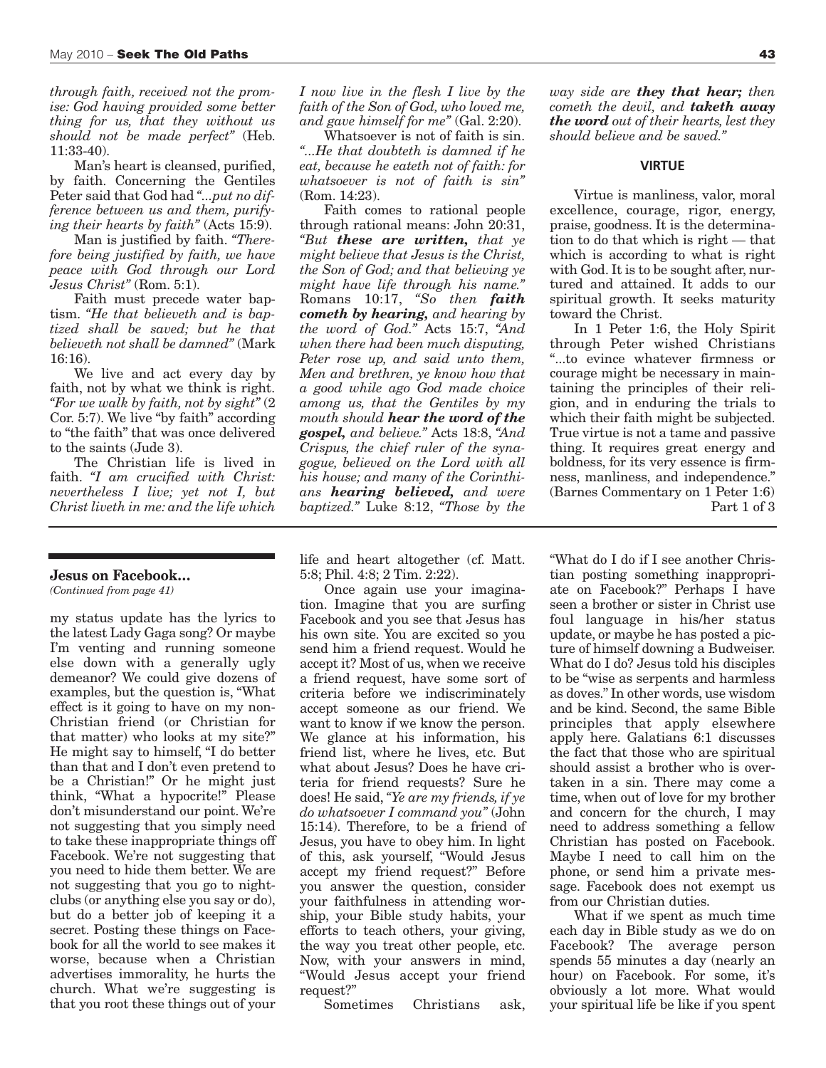*through faith, received not the promise: God having provided some better thing for us, that they without us should not be made perfect"* (Heb. 11:33-40).

Man's heart is cleansed, purified, by faith. Concerning the Gentiles Peter said that God had *"...put no difference between us and them, purifying their hearts by faith"* (Acts 15:9).

Man is justified by faith. *"Therefore being justified by faith, we have peace with God through our Lord Jesus Christ"* (Rom. 5:1).

Faith must precede water baptism. *"He that believeth and is baptized shall be saved; but he that believeth not shall be damned"* (Mark 16:16).

We live and act every day by faith, not by what we think is right. *"For we walk by faith, not by sight"* (2 Cor. 5:7). We live "by faith" according to "the faith" that was once delivered to the saints (Jude 3).

The Christian life is lived in faith. *"I am crucified with Christ: nevertheless I live; yet not I, but Christ liveth in me: and the life which I now live in the flesh I live by the faith of the Son of God, who loved me, and gave himself for me"* (Gal. 2:20).

Whatsoever is not of faith is sin. *"...He that doubteth is damned if he eat, because he eateth not of faith: for whatsoever is not of faith is sin"* (Rom. 14:23).

Faith comes to rational people through rational means: John 20:31, *"But **these are written,** that ye might believe that Jesus is the Christ, the Son of God; and that believing ye might have life through his name."* Romans 10:17, *"So then **faith cometh by hearing,** and hearing by the word of God."* Acts 15:7, *"And when there had been much disputing, Peter rose up, and said unto them, Men and brethren, ye know how that a good while ago God made choice among us, that the Gentiles by my mouth should **hear the word of the gospel,** and believe."* Acts 18:8, *"And Crispus, the chief ruler of the synagogue, believed on the Lord with all his house; and many of the Corinthians **hearing believed,** and were baptized."* Luke 8:12, *"Those by the way side are **they that hear;** then cometh the devil, and **taketh away the word** out of their hearts, lest they should believe and be saved."*

### VIRTUE

Virtue is manliness, valor, moral excellence, courage, rigor, energy, praise, goodness. It is the determination to do that which is right — that which is according to what is right with God. It is to be sought after, nurtured and attained. It adds to our spiritual growth. It seeks maturity toward the Christ.

In 1 Peter 1:6, the Holy Spirit through Peter wished Christians "...to evince whatever firmness or courage might be necessary in maintaining the principles of their religion, and in enduring the trials to which their faith might be subjected. True virtue is not a tame and passive thing. It requires great energy and boldness, for its very essence is firmness, manliness, and independence." (Barnes Commentary on 1 Peter 1:6)

Part 1 of 3

---

## Jesus on Facebook...

*(Continued from page 41)*

my status update has the lyrics to the latest Lady Gaga song? Or maybe I'm venting and running someone else down with a generally ugly demeanor? We could give dozens of examples, but the question is, "What effect is it going to have on my non-Christian friend (or Christian for that matter) who looks at my site?" He might say to himself, "I do better than that and I don't even pretend to be a Christian!" Or he might just think, "What a hypocrite!" Please don't misunderstand our point. We're not suggesting that you simply need to take these inappropriate things off Facebook. We're not suggesting that you need to hide them better. We are not suggesting that you go to nightclubs (or anything else you say or do), but do a better job of keeping it a secret. Posting these things on Facebook for all the world to see makes it worse, because when a Christian advertises immorality, he hurts the church. What we're suggesting is that you root these things out of your life and heart altogether (cf. Matt. 5:8; Phil. 4:8; 2 Tim. 2:22).

Once again use your imagination. Imagine that you are surfing Facebook and you see that Jesus has his own site. You are excited so you send him a friend request. Would he accept it? Most of us, when we receive a friend request, have some sort of criteria before we indiscriminately accept someone as our friend. We want to know if we know the person. We glance at his information, his friend list, where he lives, etc. But what about Jesus? Does he have criteria for friend requests? Sure he does! He said, *"Ye are my friends, if ye do whatsoever I command you"* (John 15:14). Therefore, to be a friend of Jesus, you have to obey him. In light of this, ask yourself, "Would Jesus accept my friend request?" Before you answer the question, consider your faithfulness in attending worship, your Bible study habits, your efforts to teach others, your giving, the way you treat other people, etc. Now, with your answers in mind, "Would Jesus accept your friend request?"

Sometimes Christians ask, "What do I do if I see another Christian posting something inappropriate on Facebook?" Perhaps I have seen a brother or sister in Christ use foul language in his/her status update, or maybe he has posted a picture of himself downing a Budweiser. What do I do? Jesus told his disciples to be "wise as serpents and harmless as doves." In other words, use wisdom and be kind. Second, the same Bible principles that apply elsewhere apply here. Galatians 6:1 discusses the fact that those who are spiritual should assist a brother who is overtaken in a sin. There may come a time, when out of love for my brother and concern for the church, I may need to address something a fellow Christian has posted on Facebook. Maybe I need to call him on the phone, or send him a private message. Facebook does not exempt us from our Christian duties.

What if we spent as much time each day in Bible study as we do on Facebook? The average person spends 55 minutes a day (nearly an hour) on Facebook. For some, it's obviously a lot more. What would your spiritual life be like if you spent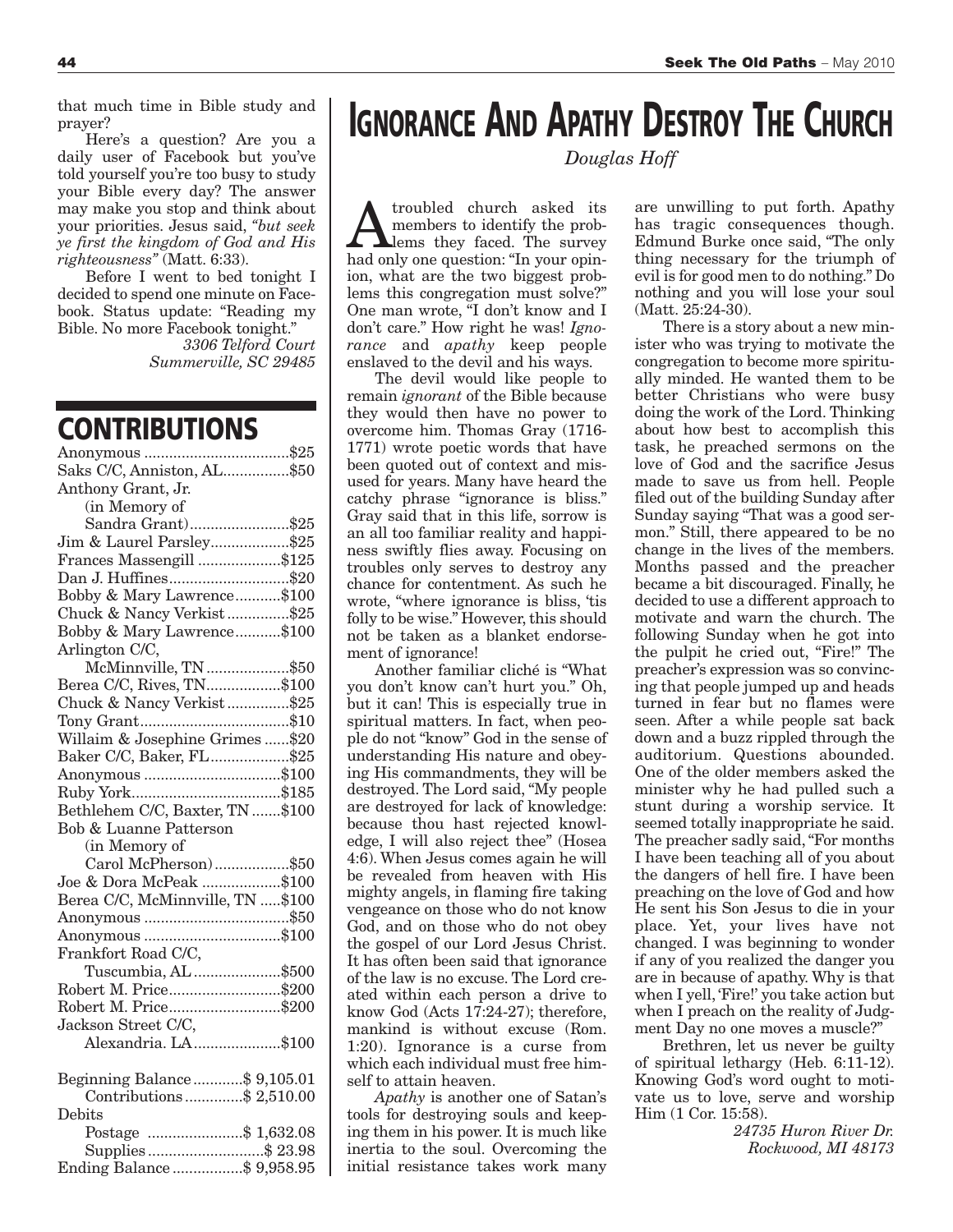that much time in Bible study and prayer?

Here's a question? Are you a daily user of Facebook but you've told yourself you're too busy to study your Bible every day? The answer may make you stop and think about your priorities. Jesus said, *"but seek ye first the kingdom of God and His righteousness"* (Matt. 6:33).

Before I went to bed tonight I decided to spend one minute on Facebook. Status update: "Reading my Bible. No more Facebook tonight."

*3306 Telford Court*
*Summerville, SC 29485*

## CONTRIBUTIONS

| | |
|---|---|
| Anonymous | $25 |
| Saks C/C, Anniston, AL | $50 |
| Anthony Grant, Jr. (in Memory of Sandra Grant) | $25 |
| Jim & Laurel Parsley | $25 |
| Frances Massengill | $125 |
| Dan J. Huffines | $20 |
| Bobby & Mary Lawrence | $100 |
| Chuck & Nancy Verkist | $25 |
| Bobby & Mary Lawrence | $100 |
| Arlington C/C, McMinnville, TN | $50 |
| Berea C/C, Rives, TN | $100 |
| Chuck & Nancy Verkist | $25 |
| Tony Grant | $10 |
| Willaim & Josephine Grimes | $20 |
| Baker C/C, Baker, FL | $25 |
| Anonymous | $100 |
| Ruby York | $185 |
| Bethlehem C/C, Baxter, TN | $100 |
| Bob & Luanne Patterson (in Memory of Carol McPherson) | $50 |
| Joe & Dora McPeak | $100 |
| Berea C/C, McMinnville, TN | $100 |
| Anonymous | $50 |
| Anonymous | $100 |
| Frankfort Road C/C, Tuscumbia, AL | $500 |
| Robert M. Price | $200 |
| Robert M. Price | $200 |
| Jackson Street C/C, Alexandria. LA | $100 |

| | |
|---|---|
| Beginning Balance | $ 9,105.01 |
| Contributions | $ 2,510.00 |
| Debits | |
| Postage | $ 1,632.08 |
| Supplies | $ 23.98 |
| Ending Balance | $ 9,958.95 |

# IGNORANCE AND APATHY DESTROY THE CHURCH

*Douglas Hoff*

A troubled church asked its members to identify the problems they faced. The survey had only one question: "In your opinion, what are the two biggest problems this congregation must solve?" One man wrote, "I don't know and I don't care." How right he was! *Ignorance* and *apathy* keep people enslaved to the devil and his ways.

The devil would like people to remain *ignorant* of the Bible because they would then have no power to overcome him. Thomas Gray (1716-1771) wrote poetic words that have been quoted out of context and misused for years. Many have heard the catchy phrase "ignorance is bliss." Gray said that in this life, sorrow is an all too familiar reality and happiness swiftly flies away. Focusing on troubles only serves to destroy any chance for contentment. As such he wrote, "where ignorance is bliss, 'tis folly to be wise." However, this should not be taken as a blanket endorsement of ignorance!

Another familiar cliché is "What you don't know can't hurt you." Oh, but it can! This is especially true in spiritual matters. In fact, when people do not "know" God in the sense of understanding His nature and obeying His commandments, they will be destroyed. The Lord said, "My people are destroyed for lack of knowledge: because thou hast rejected knowledge, I will also reject thee" (Hosea 4:6). When Jesus comes again he will be revealed from heaven with His mighty angels, in flaming fire taking vengeance on those who do not know God, and on those who do not obey the gospel of our Lord Jesus Christ. It has often been said that ignorance of the law is no excuse. The Lord created within each person a drive to know God (Acts 17:24-27); therefore, mankind is without excuse (Rom. 1:20). Ignorance is a curse from which each individual must free himself to attain heaven.

*Apathy* is another one of Satan's tools for destroying souls and keeping them in his power. It is much like inertia to the soul. Overcoming the initial resistance takes work many are unwilling to put forth. Apathy has tragic consequences though. Edmund Burke once said, "The only thing necessary for the triumph of evil is for good men to do nothing." Do nothing and you will lose your soul (Matt. 25:24-30).

There is a story about a new minister who was trying to motivate the congregation to become more spiritually minded. He wanted them to be better Christians who were busy doing the work of the Lord. Thinking about how best to accomplish this task, he preached sermons on the love of God and the sacrifice Jesus made to save us from hell. People filed out of the building Sunday after Sunday saying "That was a good sermon." Still, there appeared to be no change in the lives of the members. Months passed and the preacher became a bit discouraged. Finally, he decided to use a different approach to motivate and warn the church. The following Sunday when he got into the pulpit he cried out, "Fire!" The preacher's expression was so convincing that people jumped up and heads turned in fear but no flames were seen. After a while people sat back down and a buzz rippled through the auditorium. Questions abounded. One of the older members asked the minister why he had pulled such a stunt during a worship service. It seemed totally inappropriate he said. The preacher sadly said, "For months I have been teaching all of you about the dangers of hell fire. I have been preaching on the love of God and how He sent his Son Jesus to die in your place. Yet, your lives have not changed. I was beginning to wonder if any of you realized the danger you are in because of apathy. Why is that when I yell, 'Fire!' you take action but when I preach on the reality of Judgment Day no one moves a muscle?"

Brethren, let us never be guilty of spiritual lethargy (Heb. 6:11-12). Knowing God's word ought to motivate us to love, serve and worship Him (1 Cor. 15:58).

*24735 Huron River Dr.*
*Rockwood, MI 48173*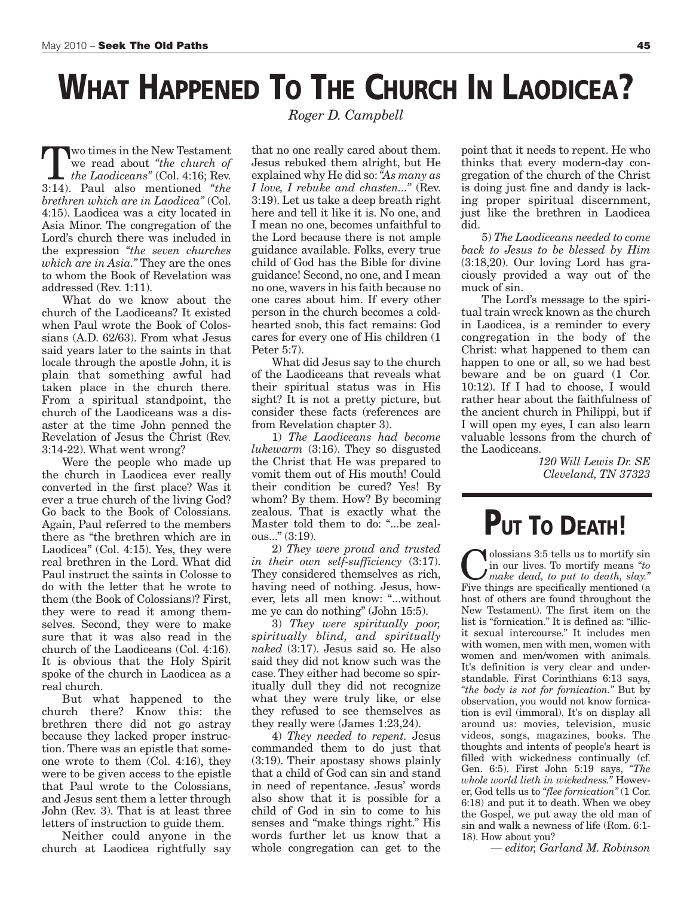# WHAT HAPPENED TO THE CHURCH IN LAODICEA?

*Roger D. Campbell*

Two times in the New Testament we read about *"the church of the Laodiceans"* (Col. 4:16; Rev. 3:14). Paul also mentioned *"the brethren which are in Laodicea"* (Col. 4:15). Laodicea was a city located in Asia Minor. The congregation of the Lord's church there was included in the expression *"the seven churches which are in Asia."* They are the ones to whom the Book of Revelation was addressed (Rev. 1:11).

What do we know about the church of the Laodiceans? It existed when Paul wrote the Book of Colossians (A.D. 62/63). From what Jesus said years later to the saints in that locale through the apostle John, it is plain that something awful had taken place in the church there. From a spiritual standpoint, the church of the Laodiceans was a disaster at the time John penned the Revelation of Jesus the Christ (Rev. 3:14-22). What went wrong?

Were the people who made up the church in Laodicea ever really converted in the first place? Was it ever a true church of the living God? Go back to the Book of Colossians. Again, Paul referred to the members there as "the brethren which are in Laodicea" (Col. 4:15). Yes, they were real brethren in the Lord. What did Paul instruct the saints in Colosse to do with the letter that he wrote to them (the Book of Colossians)? First, they were to read it among themselves. Second, they were to make sure that it was also read in the church of the Laodiceans (Col. 4:16). It is obvious that the Holy Spirit spoke of the church in Laodicea as a real church.

But what happened to the church there? Know this: the brethren there did not go astray because they lacked proper instruction. There was an epistle that someone wrote to them (Col. 4:16), they were to be given access to the epistle that Paul wrote to the Colossians, and Jesus sent them a letter through John (Rev. 3). That is at least three letters of instruction to guide them.

Neither could anyone in the church at Laodicea rightfully say that no one really cared about them. Jesus rebuked them alright, but He explained why He did so: *"As many as I love, I rebuke and chasten..."* (Rev. 3:19). Let us take a deep breath right here and tell it like it is. No one, and I mean no one, becomes unfaithful to the Lord because there is not ample guidance available. Folks, every true child of God has the Bible for divine guidance! Second, no one, and I mean no one, wavers in his faith because no one cares about him. If every other person in the church becomes a cold-hearted snob, this fact remains: God cares for every one of His children (1 Peter 5:7).

What did Jesus say to the church of the Laodiceans that reveals what their spiritual status was in His sight? It is not a pretty picture, but consider these facts (references are from Revelation chapter 3).

1) *The Laodiceans had become lukewarm* (3:16). They so disgusted the Christ that He was prepared to vomit them out of His mouth! Could their condition be cured? Yes! By whom? By them. How? By becoming zealous. That is exactly what the Master told them to do: "...be zealous..." (3:19).

2) *They were proud and trusted in their own self-sufficiency* (3:17). They considered themselves as rich, having need of nothing. Jesus, however, lets all men know: "...without me ye can do nothing" (John 15:5).

3) *They were spiritually poor, spiritually blind, and spiritually naked* (3:17). Jesus said so. He also said they did not know such was the case. They either had become so spiritually dull they did not recognize what they were truly like, or else they refused to see themselves as they really were (James 1:23,24).

4) *They needed to repent.* Jesus commanded them to do just that (3:19). Their apostasy shows plainly that a child of God can sin and stand in need of repentance. Jesus' words also show that it is possible for a child of God in sin to come to his senses and "make things right." His words further let us know that a whole congregation can get to the point that it needs to repent. He who thinks that every modern-day congregation of the church of the Christ is doing just fine and dandy is lacking proper spiritual discernment, just like the brethren in Laodicea did.

5) *The Laodiceans needed to come back to Jesus to be blessed by Him* (3:18,20). Our loving Lord has graciously provided a way out of the muck of sin.

The Lord's message to the spiritual train wreck known as the church in Laodicea, is a reminder to every congregation in the body of the Christ: what happened to them can happen to one or all, so we had best beware and be on guard (1 Cor. 10:12). If I had to choose, I would rather hear about the faithfulness of the ancient church in Philippi, but if I will open my eyes, I can also learn valuable lessons from the church of the Laodiceans.

*120 Will Lewis Dr. SE*
*Cleveland, TN 37323*

# PUT TO DEATH!

Colossians 3:5 tells us to mortify sin in our lives. To mortify means *"to make dead, to put to death, slay."* Five things are specifically mentioned (a host of others are found throughout the New Testament). The first item on the list is "fornication." It is defined as: "illicit sexual intercourse." It includes men with women, men with men, women with women and men/women with animals. It's definition is very clear and understandable. First Corinthians 6:13 says, *"the body is not for fornication."* But by observation, you would not know fornication is evil (immoral). It's on display all around us: movies, television, music videos, songs, magazines, books. The thoughts and intents of people's heart is filled with wickedness continually (cf. Gen. 6:5). First John 5:19 says, *"The whole world lieth in wickedness."* However, God tells us to *"flee fornication"* (1 Cor. 6:18) and put it to death. When we obey the Gospel, we put away the old man of sin and walk a newness of life (Rom. 6:1-18). How about you?

*— editor, Garland M. Robinson*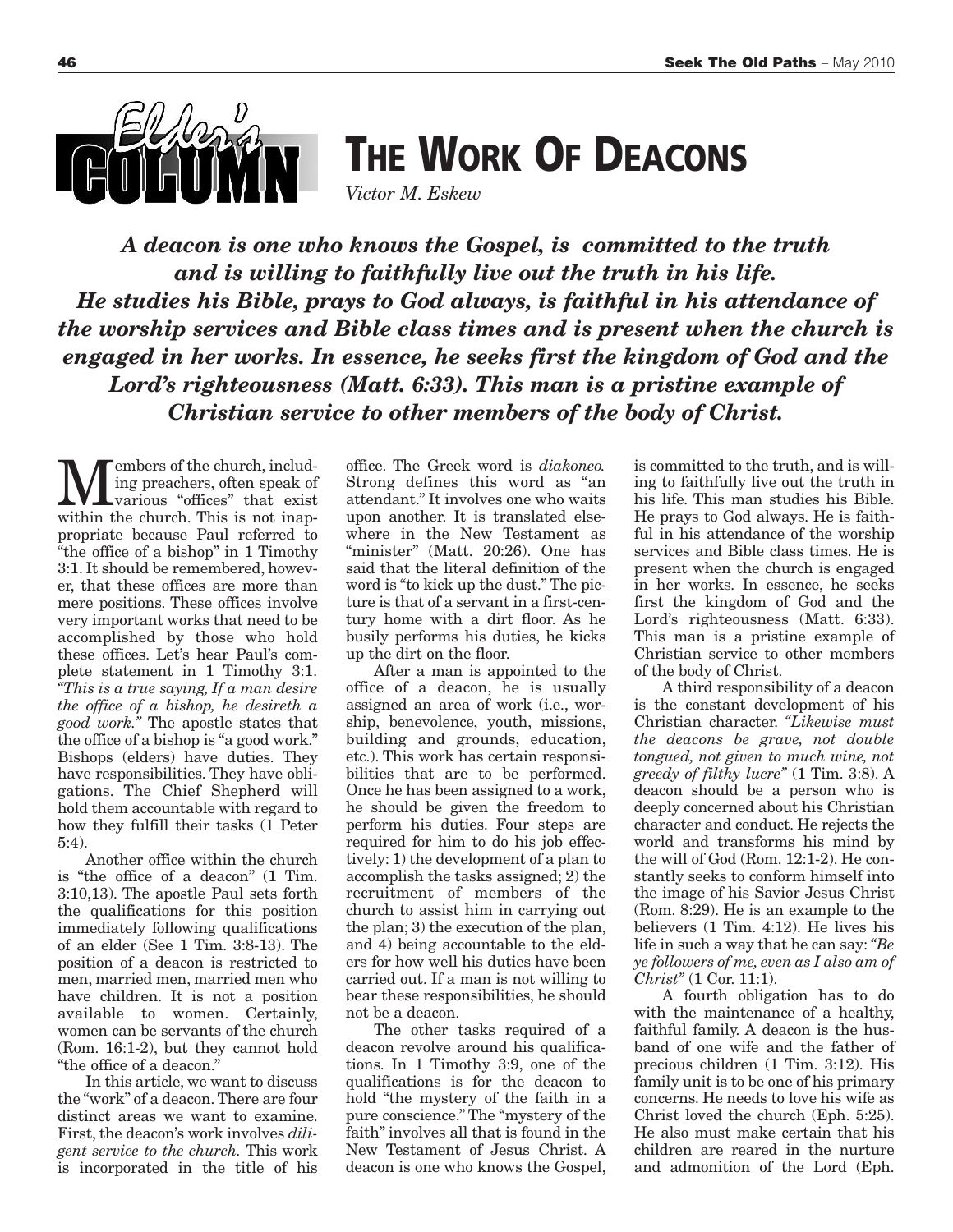Elder's Column

# THE WORK OF DEACONS

*Victor M. Eskew*

***A deacon is one who knows the Gospel, is committed to the truth and is willing to faithfully live out the truth in his life. He studies his Bible, prays to God always, is faithful in his attendance of the worship services and Bible class times and is present when the church is engaged in her works. In essence, he seeks first the kingdom of God and the Lord's righteousness (Matt. 6:33). This man is a pristine example of Christian service to other members of the body of Christ.***

Members of the church, including preachers, often speak of various "offices" that exist within the church. This is not inappropriate because Paul referred to "the office of a bishop" in 1 Timothy 3:1. It should be remembered, however, that these offices are more than mere positions. These offices involve very important works that need to be accomplished by those who hold these offices. Let's hear Paul's complete statement in 1 Timothy 3:1. *"This is a true saying, If a man desire the office of a bishop, he desireth a good work."* The apostle states that the office of a bishop is "a good work." Bishops (elders) have duties. They have responsibilities. They have obligations. The Chief Shepherd will hold them accountable with regard to how they fulfill their tasks (1 Peter 5:4).

Another office within the church is "the office of a deacon" (1 Tim. 3:10,13). The apostle Paul sets forth the qualifications for this position immediately following qualifications of an elder (See 1 Tim. 3:8-13). The position of a deacon is restricted to men, married men, married men who have children. It is not a position available to women. Certainly, women can be servants of the church (Rom. 16:1-2), but they cannot hold "the office of a deacon."

In this article, we want to discuss the "work" of a deacon. There are four distinct areas we want to examine. First, the deacon's work involves *diligent service to the church.* This work is incorporated in the title of his office. The Greek word is *diakoneo.* Strong defines this word as "an attendant." It involves one who waits upon another. It is translated elsewhere in the New Testament as "minister" (Matt. 20:26). One has said that the literal definition of the word is "to kick up the dust." The picture is that of a servant in a first-century home with a dirt floor. As he busily performs his duties, he kicks up the dirt on the floor.

After a man is appointed to the office of a deacon, he is usually assigned an area of work (i.e., worship, benevolence, youth, missions, building and grounds, education, etc.). This work has certain responsibilities that are to be performed. Once he has been assigned to a work, he should be given the freedom to perform his duties. Four steps are required for him to do his job effectively: 1) the development of a plan to accomplish the tasks assigned; 2) the recruitment of members of the church to assist him in carrying out the plan; 3) the execution of the plan, and 4) being accountable to the elders for how well his duties have been carried out. If a man is not willing to bear these responsibilities, he should not be a deacon.

The other tasks required of a deacon revolve around his qualifications. In 1 Timothy 3:9, one of the qualifications is for the deacon to hold "the mystery of the faith in a pure conscience." The "mystery of the faith" involves all that is found in the New Testament of Jesus Christ. A deacon is one who knows the Gospel, is committed to the truth, and is willing to faithfully live out the truth in his life. This man studies his Bible. He prays to God always. He is faithful in his attendance of the worship services and Bible class times. He is present when the church is engaged in her works. In essence, he seeks first the kingdom of God and the Lord's righteousness (Matt. 6:33). This man is a pristine example of Christian service to other members of the body of Christ.

A third responsibility of a deacon is the constant development of his Christian character. *"Likewise must the deacons be grave, not double tongued, not given to much wine, not greedy of filthy lucre"* (1 Tim. 3:8). A deacon should be a person who is deeply concerned about his Christian character and conduct. He rejects the world and transforms his mind by the will of God (Rom. 12:1-2). He constantly seeks to conform himself into the image of his Savior Jesus Christ (Rom. 8:29). He is an example to the believers (1 Tim. 4:12). He lives his life in such a way that he can say: *"Be ye followers of me, even as I also am of Christ"* (1 Cor. 11:1).

A fourth obligation has to do with the maintenance of a healthy, faithful family. A deacon is the husband of one wife and the father of precious children (1 Tim. 3:12). His family unit is to be one of his primary concerns. He needs to love his wife as Christ loved the church (Eph. 5:25). He also must make certain that his children are reared in the nurture and admonition of the Lord (Eph.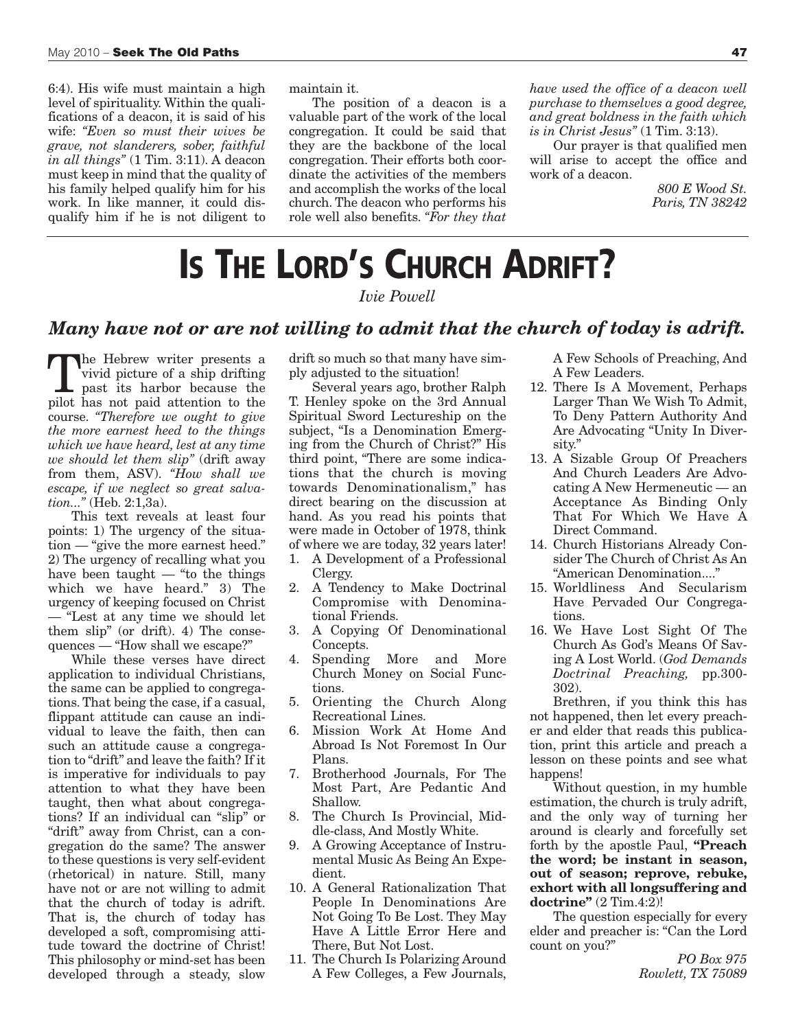6:4). His wife must maintain a high level of spirituality. Within the qualifications of a deacon, it is said of his wife: *"Even so must their wives be grave, not slanderers, sober, faithful in all things"* (1 Tim. 3:11). A deacon must keep in mind that the quality of his family helped qualify him for his work. In like manner, it could disqualify him if he is not diligent to maintain it.

The position of a deacon is a valuable part of the work of the local congregation. It could be said that they are the backbone of the local congregation. Their efforts both coordinate the activities of the members and accomplish the works of the local church. The deacon who performs his role well also benefits. *"For they that have used the office of a deacon well purchase to themselves a good degree, and great boldness in the faith which is in Christ Jesus"* (1 Tim. 3:13).

Our prayer is that qualified men will arise to accept the office and work of a deacon.

*800 E Wood St.*
*Paris, TN 38242*

# IS THE LORD'S CHURCH ADRIFT?

*Ivie Powell*

### *Many have not or are not willing to admit that the church of today is adrift.*

The Hebrew writer presents a vivid picture of a ship drifting past its harbor because the pilot has not paid attention to the course. *"Therefore we ought to give the more earnest heed to the things which we have heard, lest at any time we should let them slip"* (drift away from them, ASV). *"How shall we escape, if we neglect so great salvation..."* (Heb. 2:1,3a).

This text reveals at least four points: 1) The urgency of the situation — "give the more earnest heed." 2) The urgency of recalling what you have been taught — "to the things which we have heard." 3) The urgency of keeping focused on Christ — "Lest at any time we should let them slip" (or drift). 4) The consequences — "How shall we escape?"

While these verses have direct application to individual Christians, the same can be applied to congregations. That being the case, if a casual, flippant attitude can cause an individual to leave the faith, then can such an attitude cause a congregation to "drift" and leave the faith? If it is imperative for individuals to pay attention to what they have been taught, then what about congregations? If an individual can "slip" or "drift" away from Christ, can a congregation do the same? The answer to these questions is very self-evident (rhetorical) in nature. Still, many have not or are not willing to admit that the church of today is adrift. That is, the church of today has developed a soft, compromising attitude toward the doctrine of Christ! This philosophy or mind-set has been developed through a steady, slow drift so much so that many have simply adjusted to the situation!

Several years ago, brother Ralph T. Henley spoke on the 3rd Annual Spiritual Sword Lectureship on the subject, "Is a Denomination Emerging from the Church of Christ?" His third point, "There are some indications that the church is moving towards Denominationalism," has direct bearing on the discussion at hand. As you read his points that were made in October of 1978, think of where we are today, 32 years later!

1. A Development of a Professional Clergy.
2. A Tendency to Make Doctrinal Compromise with Denominational Friends.
3. A Copying Of Denominational Concepts.
4. Spending More and More Church Money on Social Functions.
5. Orienting the Church Along Recreational Lines.
6. Mission Work At Home And Abroad Is Not Foremost In Our Plans.
7. Brotherhood Journals, For The Most Part, Are Pedantic And Shallow.
8. The Church Is Provincial, Middle-class, And Mostly White.
9. A Growing Acceptance of Instrumental Music As Being An Expedient.
10. A General Rationalization That People In Denominations Are Not Going To Be Lost. They May Have A Little Error Here and There, But Not Lost.
11. The Church Is Polarizing Around A Few Colleges, a Few Journals, A Few Schools of Preaching, And A Few Leaders.
12. There Is A Movement, Perhaps Larger Than We Wish To Admit, To Deny Pattern Authority And Are Advocating "Unity In Diversity."
13. A Sizable Group Of Preachers And Church Leaders Are Advocating A New Hermeneutic — an Acceptance As Binding Only That For Which We Have A Direct Command.
14. Church Historians Already Consider The Church of Christ As An "American Denomination...."
15. Worldliness And Secularism Have Pervaded Our Congregations.
16. We Have Lost Sight Of The Church As God's Means Of Saving A Lost World. (*God Demands Doctrinal Preaching,* pp.300-302).

Brethren, if you think this has not happened, then let every preacher and elder that reads this publication, print this article and preach a lesson on these points and see what happens!

Without question, in my humble estimation, the church is truly adrift, and the only way of turning her around is clearly and forcefully set forth by the apostle Paul, **"Preach the word; be instant in season, out of season; reprove, rebuke, exhort with all longsuffering and doctrine"** (2 Tim.4:2)!

The question especially for every elder and preacher is: "Can the Lord count on you?"

*PO Box 975*
*Rowlett, TX 75089*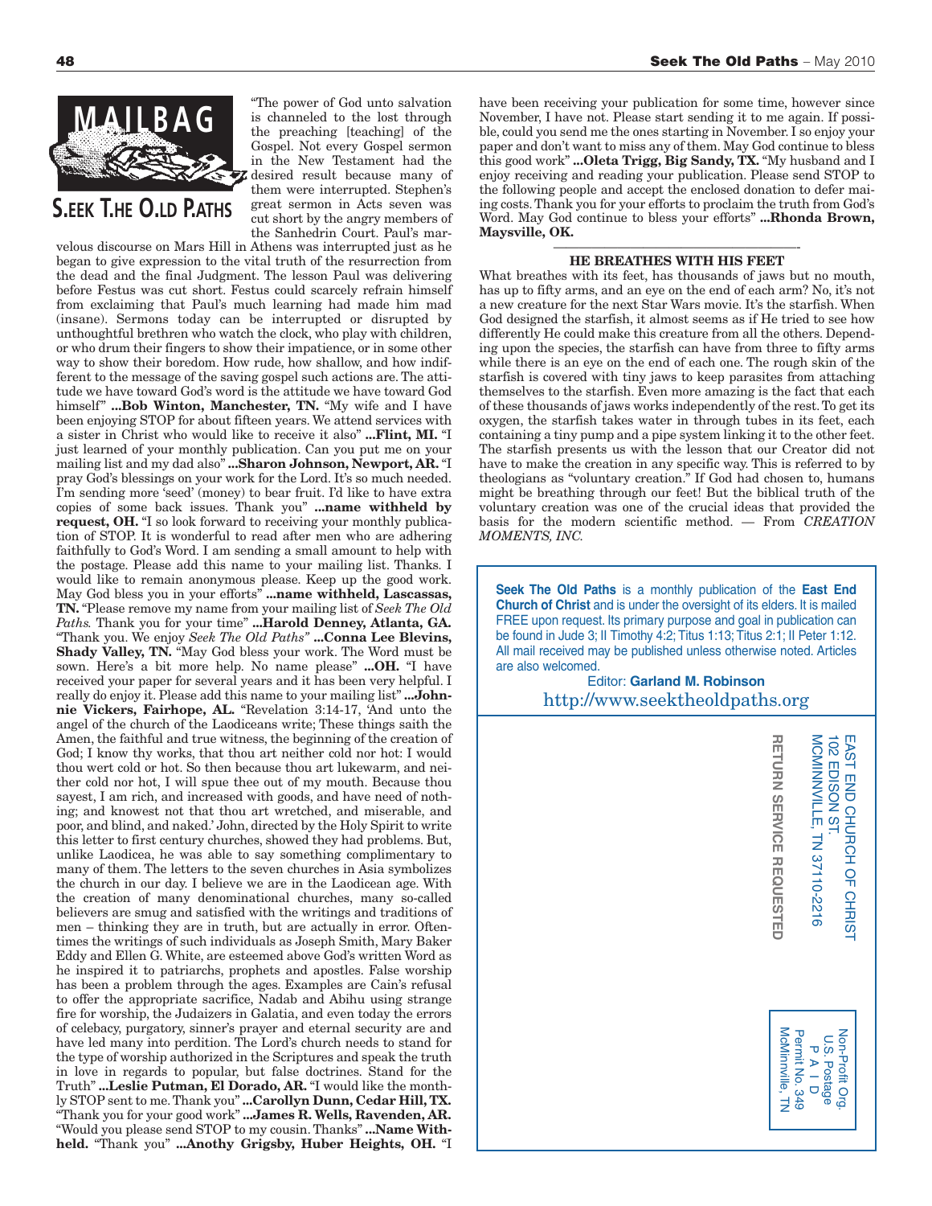# MAILBAG

## SEEK THE OLD PATHS

"The power of God unto salvation is channeled to the lost through the preaching [teaching] of the Gospel. Not every Gospel sermon in the New Testament had the desired result because many of them were interrupted. Stephen's great sermon in Acts seven was cut short by the angry members of the Sanhedrin Court. Paul's marvelous discourse on Mars Hill in Athens was interrupted just as he began to give expression to the vital truth of the resurrection from the dead and the final Judgment. The lesson Paul was delivering before Festus was cut short. Festus could scarcely refrain himself from exclaiming that Paul's much learning had made him mad (insane). Sermons today can be interrupted or disrupted by unthoughtful brethren who watch the clock, who play with children, or who drum their fingers to show their impatience, or in some other way to show their boredom. How rude, how shallow, and how indifferent to the message of the saving gospel such actions are. The attitude we have toward God's word is the attitude we have toward God himself" **...Bob Winton, Manchester, TN.** "My wife and I have been enjoying STOP for about fifteen years. We attend services with a sister in Christ who would like to receive it also" **...Flint, MI.** "I just learned of your monthly publication. Can you put me on your mailing list and my dad also" **...Sharon Johnson, Newport, AR.** "I pray God's blessings on your work for the Lord. It's so much needed. I'm sending more 'seed' (money) to bear fruit. I'd like to have extra copies of some back issues. Thank you" **...name withheld by request, OH.** "I so look forward to receiving your monthly publication of STOP. It is wonderful to read after men who are adhering faithfully to God's Word. I am sending a small amount to help with the postage. Please add this name to your mailing list. Thanks. I would like to remain anonymous please. Keep up the good work. May God bless you in your efforts" **...name withheld, Lascassas, TN.** "Please remove my name from your mailing list of *Seek The Old Paths.* Thank you for your time" **...Harold Denney, Atlanta, GA.** "Thank you. We enjoy *Seek The Old Paths"* **...Conna Lee Blevins, Shady Valley, TN.** "May God bless your work. The Word must be sown. Here's a bit more help. No name please" **...OH.** "I have received your paper for several years and it has been very helpful. I really do enjoy it. Please add this name to your mailing list" **...Johnnie Vickers, Fairhope, AL.** "Revelation 3:14-17, 'And unto the angel of the church of the Laodiceans write; These things saith the Amen, the faithful and true witness, the beginning of the creation of God; I know thy works, that thou art neither cold nor hot: I would thou wert cold or hot. So then because thou art lukewarm, and neither cold nor hot, I will spue thee out of my mouth. Because thou sayest, I am rich, and increased with goods, and have need of nothing; and knowest not that thou art wretched, and miserable, and poor, and blind, and naked.' John, directed by the Holy Spirit to write this letter to first century churches, showed they had problems. But, unlike Laodicea, he was able to say something complimentary to many of them. The letters to the seven churches in Asia symbolizes the church in our day. I believe we are in the Laodicean age. With the creation of many denominational churches, many so-called believers are smug and satisfied with the writings and traditions of men – thinking they are in truth, but are actually in error. Oftentimes the writings of such individuals as Joseph Smith, Mary Baker Eddy and Ellen G. White, are esteemed above God's written Word as he inspired it to patriarchs, prophets and apostles. False worship has been a problem through the ages. Examples are Cain's refusal to offer the appropriate sacrifice, Nadab and Abihu using strange fire for worship, the Judaizers in Galatia, and even today the errors of celebacy, purgatory, sinner's prayer and eternal security are and have led many into perdition. The Lord's church needs to stand for the type of worship authorized in the Scriptures and speak the truth in love in regards to popular, but false doctrines. Stand for the Truth" **...Leslie Putman, El Dorado, AR.** "I would like the monthly STOP sent to me. Thank you" **...Carollyn Dunn, Cedar Hill, TX.** "Thank you for your good work" **...James R. Wells, Ravenden, AR.** "Would you please send STOP to my cousin. Thanks" **...Name Withheld.** "Thank you" **...Anothy Grigsby, Huber Heights, OH.** "I have been receiving your publication for some time, however since November, I have not. Please start sending it to me again. If possible, could you send me the ones starting in November. I so enjoy your paper and don't want to miss any of them. May God continue to bless this good work" **...Oleta Trigg, Big Sandy, TX.** "My husband and I enjoy receiving and reading your publication. Please send STOP to the following people and accept the enclosed donation to defer mailing costs. Thank you for your efforts to proclaim the truth from God's Word. May God continue to bless your efforts" **...Rhonda Brown, Maysville, OK.**

---

### HE BREATHES WITH HIS FEET

What breathes with its feet, has thousands of jaws but no mouth, has up to fifty arms, and an eye on the end of each arm? No, it's not a new creature for the next Star Wars movie. It's the starfish. When God designed the starfish, it almost seems as if He tried to see how differently He could make this creature from all the others. Depending upon the species, the starfish can have from three to fifty arms while there is an eye on the end of each one. The rough skin of the starfish is covered with tiny jaws to keep parasites from attaching themselves to the starfish. Even more amazing is the fact that each of these thousands of jaws works independently of the rest. To get its oxygen, the starfish takes water in through tubes in its feet, each containing a tiny pump and a pipe system linking it to the other feet. The starfish presents us with the lesson that our Creator did not have to make the creation in any specific way. This is referred to by theologians as "voluntary creation." If God had chosen to, humans might be breathing through our feet! But the biblical truth of the voluntary creation was one of the crucial ideas that provided the basis for the modern scientific method. — From *CREATION MOMENTS, INC.*

---

**Seek The Old Paths** is a monthly publication of the **East End Church of Christ** and is under the oversight of its elders. It is mailed FREE upon request. Its primary purpose and goal in publication can be found in Jude 3; II Timothy 4:2; Titus 1:13; Titus 2:1; II Peter 1:12. All mail received may be published unless otherwise noted. Articles are also welcomed.

Editor: **Garland M. Robinson**

http://www.seektheoldpaths.org

EAST END CHURCH OF CHRIST
102 EDISON ST.
MCMINNVILLE, TN 37110-2216

RETURN SERVICE REQUESTED

Non-Profit Org.
U.S. Postage
P A I D
Permit No. 349
McMinnville, TN